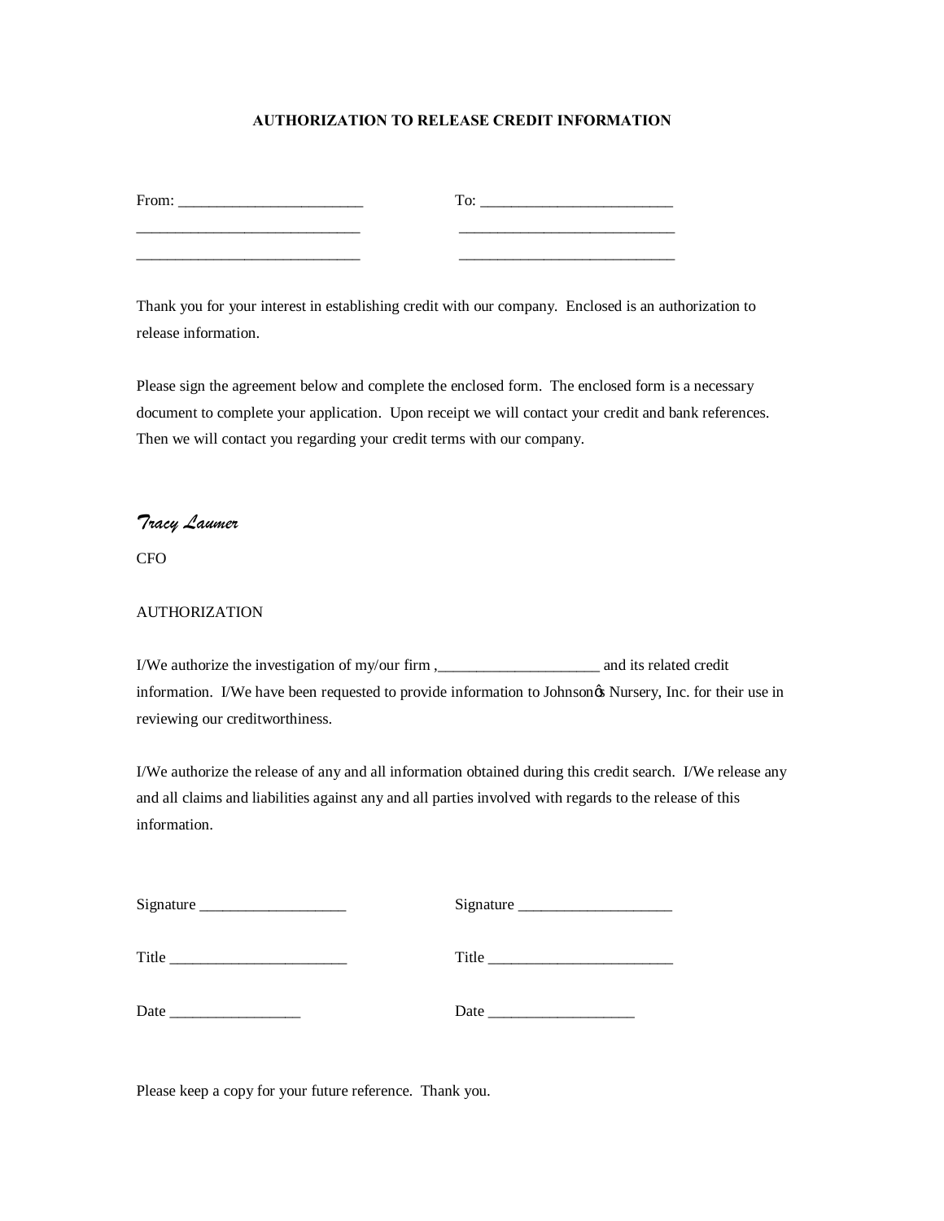**AUTHORIZATION TO RELEASE CREDIT INFORMATION**

From: ________________________ To: _________________________

_____________________________ _____________________________

_____________________________ _____________________________

Thank you for your interest in establishing credit with our company. Enclosed is an authorization to release information.

Please sign the agreement below and complete the enclosed form. The enclosed form is a necessary document to complete your application. Upon receipt we will contact your credit and bank references. Then we will contact you regarding your credit terms with our company.

*Tracy Laumer*

CFO

AUTHORIZATION

I/We authorize the investigation of my/our firm ,_____________________ and its related credit information. I/We have been requested to provide information to Johnsonœs Nursery, Inc. for their use in reviewing our creditworthiness.

I/We authorize the release of any and all information obtained during this credit search. I/We release any and all claims and liabilities against any and all parties involved with regards to the release of this information.

Signature ___________________ Signature ____________________

Title _______________________ Title ________________________

Date _________________ Date ___________________

Please keep a copy for your future reference. Thank you.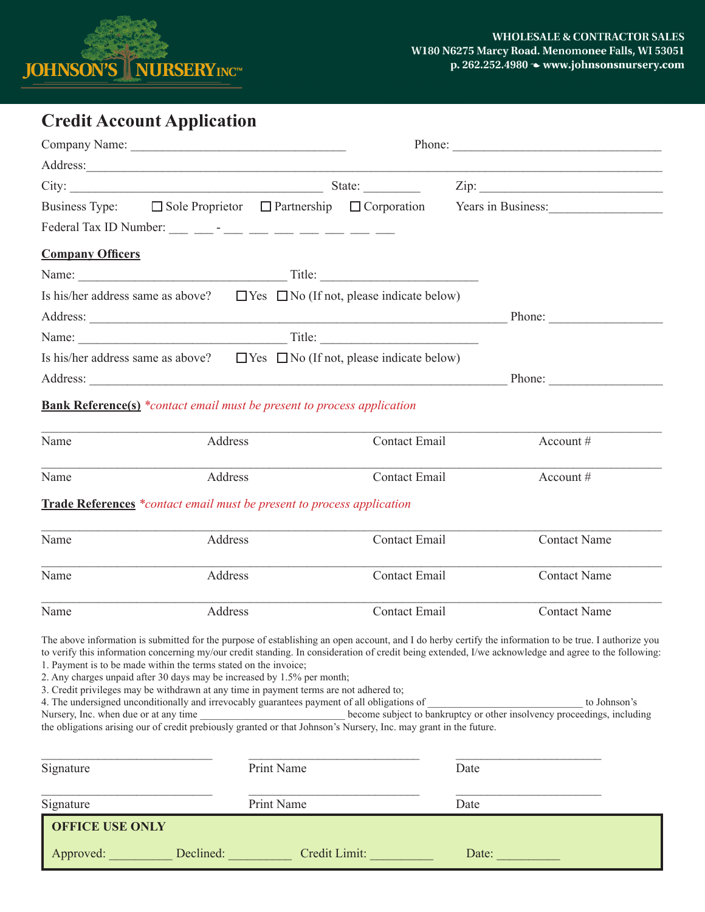JOHNSON'S NURSERY INC™

**WHOLESALE & CONTRACTOR SALES**
**W180 N6275 Marcy Road. Menomonee Falls, WI 53051**
**p. 262.252.4980 • www.johnsonsnursery.com**

# Credit Account Application

Company Name: _________________________________ Phone: _________________________________

Address: ________________________________________________________________________________

City: ________________________________________ State: _________ Zip: ____________________________

Business Type: ☐ Sole Proprietor ☐ Partnership ☐ Corporation Years in Business: _________________

Federal Tax ID Number: ___ ___ - ___ ___ ___ ___ ___ ___ ___

## Company Officers

Name: _________________________________ Title: _________________________

Is his/her address same as above? ☐ Yes ☐ No (If not, please indicate below)

Address: _________________________________________________________________ Phone: _________________

Name: _________________________________ Title: _________________________

Is his/her address same as above? ☐ Yes ☐ No (If not, please indicate below)

Address: _________________________________________________________________ Phone: _________________

## Bank Reference(s) *contact email must be present to process application*

| Name | Address | Contact Email | Account # |
|---|---|---|---|
| | | | |
| | | | |

## Trade References *contact email must be present to process application*

| Name | Address | Contact Email | Contact Name |
|---|---|---|---|
| | | | |
| | | | |
| | | | |

The above information is submitted for the purpose of establishing an open account, and I do herby certify the information to be true. I authorize you to verify this information concerning my/our credit standing. In consideration of credit being extended, I/we acknowledge and agree to the following:

1. Payment is to be made within the terms stated on the invoice;
2. Any charges unpaid after 30 days may be increased by 1.5% per month;
3. Credit privileges may be withdrawn at any time in payment terms are not adhered to;
4. The undersigned unconditionally and irrevocably guarantees payment of all obligations of ______________________________ to Johnson's Nursery, Inc. when due or at any time ____________________________ become subject to bankruptcy or other insolvency proceedings, including the obligations arising our of credit prebiously granted or that Johnson's Nursery, Inc. may grant in the future.

___________________________ ___________________________ _______________________
Signature Print Name Date

___________________________ ___________________________ _______________________
Signature Print Name Date

**OFFICE USE ONLY**

Approved: __________ Declined: __________ Credit Limit: __________ Date: __________